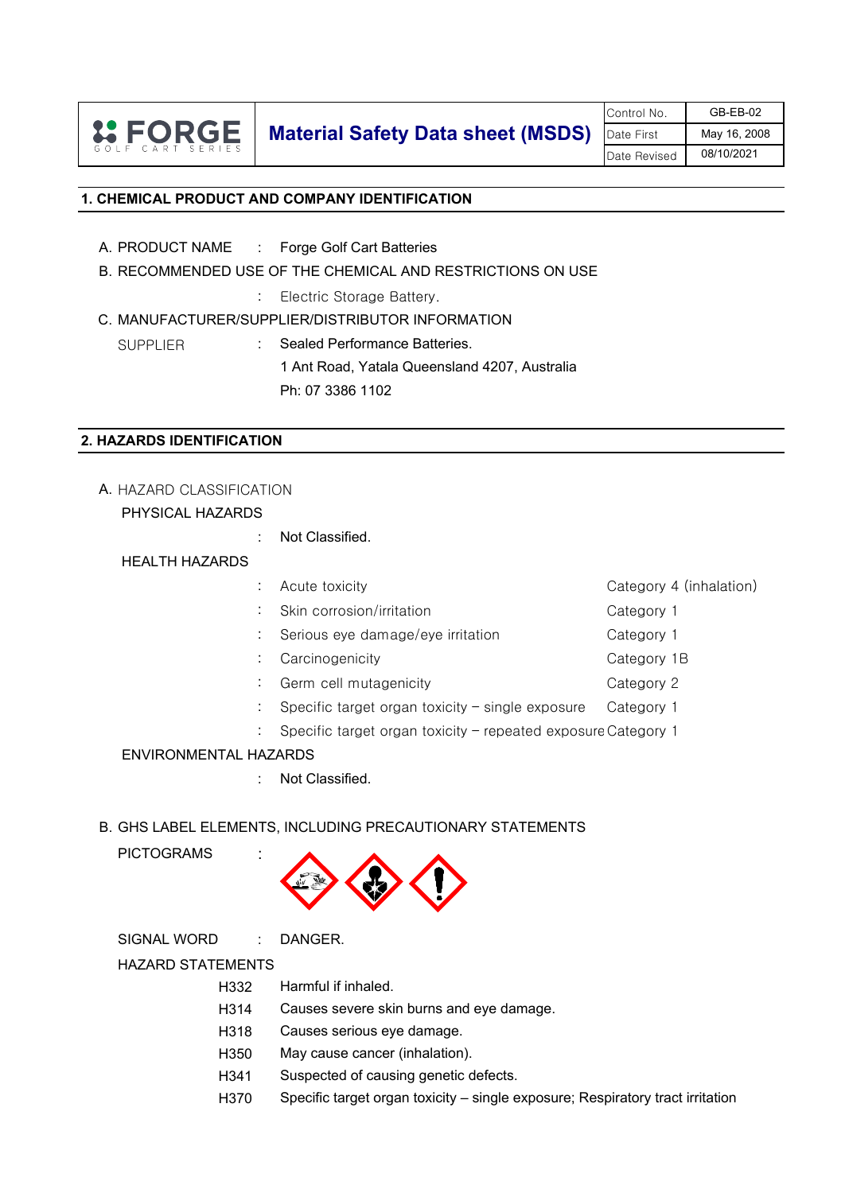| FORGE GOLF CART SERIES | Material Safety Data sheet (MSDS) | Control No. | GB-EB-02 |
|---|---|---|---|
| | | Date First | May 16, 2008 |
| | | Date Revised | 08/10/2021 |

## 1. CHEMICAL PRODUCT AND COMPANY IDENTIFICATION

A. PRODUCT NAME : Forge Golf Cart Batteries

B. RECOMMENDED USE OF THE CHEMICAL AND RESTRICTIONS ON USE

: Electric Storage Battery.

C. MANUFACTURER/SUPPLIER/DISTRIBUTOR INFORMATION

SUPPLIER : Sealed Performance Batteries.
1 Ant Road, Yatala Queensland 4207, Australia
Ph: 07 3386 1102

## 2. HAZARDS IDENTIFICATION

A. HAZARD CLASSIFICATION

PHYSICAL HAZARDS

: Not Classified.

HEALTH HAZARDS

| | |
|---|---|
| : Acute toxicity | Category 4 (inhalation) |
| : Skin corrosion/irritation | Category 1 |
| : Serious eye damage/eye irritation | Category 1 |
| : Carcinogenicity | Category 1B |
| : Germ cell mutagenicity | Category 2 |
| : Specific target organ toxicity – single exposure | Category 1 |
| : Specific target organ toxicity – repeated exposure | Category 1 |

ENVIRONMENTAL HAZARDS

: Not Classified.

B. GHS LABEL ELEMENTS, INCLUDING PRECAUTIONARY STATEMENTS

PICTOGRAMS :

SIGNAL WORD : DANGER.

HAZARD STATEMENTS

| | |
|---|---|
| H332 | Harmful if inhaled. |
| H314 | Causes severe skin burns and eye damage. |
| H318 | Causes serious eye damage. |
| H350 | May cause cancer (inhalation). |
| H341 | Suspected of causing genetic defects. |
| H370 | Specific target organ toxicity – single exposure; Respiratory tract irritation |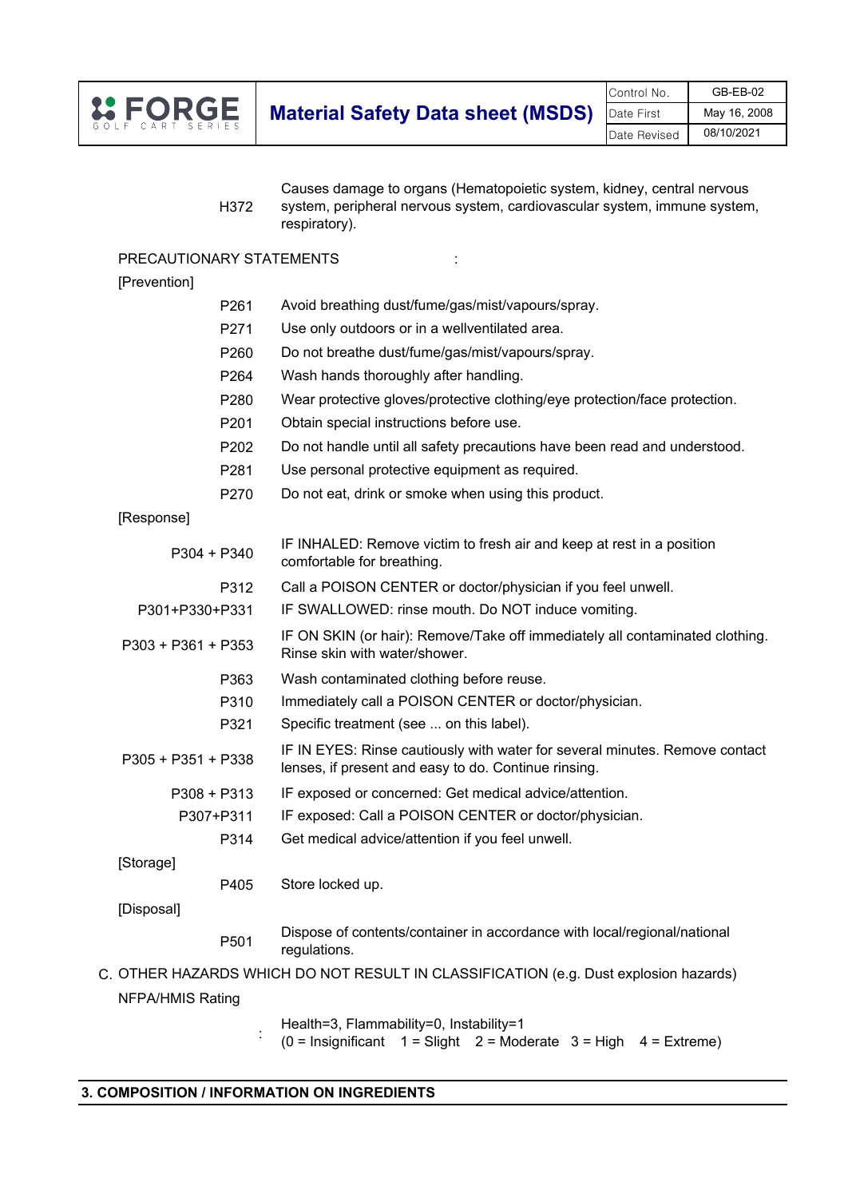| Code | Statement |
|---|---|
| H372 | Causes damage to organs (Hematopoietic system, kidney, central nervous system, peripheral nervous system, cardiovascular system, immune system, respiratory). |

PRECAUTIONARY STATEMENTS :

[Prevention]

| Code | Statement |
|---|---|
| P261 | Avoid breathing dust/fume/gas/mist/vapours/spray. |
| P271 | Use only outdoors or in a wellventilated area. |
| P260 | Do not breathe dust/fume/gas/mist/vapours/spray. |
| P264 | Wash hands thoroughly after handling. |
| P280 | Wear protective gloves/protective clothing/eye protection/face protection. |
| P201 | Obtain special instructions before use. |
| P202 | Do not handle until all safety precautions have been read and understood. |
| P281 | Use personal protective equipment as required. |
| P270 | Do not eat, drink or smoke when using this product. |

[Response]

| Code | Statement |
|---|---|
| P304 + P340 | IF INHALED: Remove victim to fresh air and keep at rest in a position comfortable for breathing. |
| P312 | Call a POISON CENTER or doctor/physician if you feel unwell. |
| P301+P330+P331 | IF SWALLOWED: rinse mouth. Do NOT induce vomiting. |
| P303 + P361 + P353 | IF ON SKIN (or hair): Remove/Take off immediately all contaminated clothing. Rinse skin with water/shower. |
| P363 | Wash contaminated clothing before reuse. |
| P310 | Immediately call a POISON CENTER or doctor/physician. |
| P321 | Specific treatment (see ... on this label). |
| P305 + P351 + P338 | IF IN EYES: Rinse cautiously with water for several minutes. Remove contact lenses, if present and easy to do. Continue rinsing. |
| P308 + P313 | IF exposed or concerned: Get medical advice/attention. |
| P307+P311 | IF exposed: Call a POISON CENTER or doctor/physician. |
| P314 | Get medical advice/attention if you feel unwell. |

[Storage]

| Code | Statement |
|---|---|
| P405 | Store locked up. |

[Disposal]

| Code | Statement |
|---|---|
| P501 | Dispose of contents/container in accordance with local/regional/national regulations. |

C. OTHER HAZARDS WHICH DO NOT RESULT IN CLASSIFICATION (e.g. Dust explosion hazards)

NFPA/HMIS Rating

: Health=3, Flammability=0, Instability=1
(0 = Insignificant 1 = Slight 2 = Moderate 3 = High 4 = Extreme)

## 3. COMPOSITION / INFORMATION ON INGREDIENTS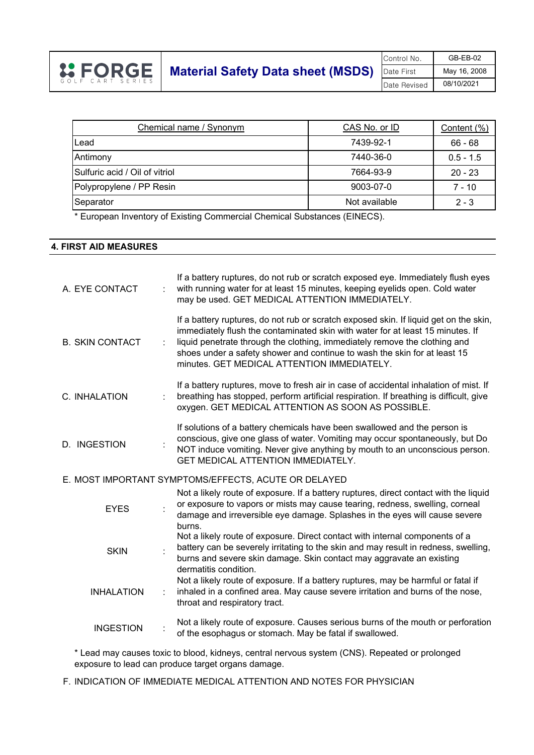| Chemical name / Synonym | CAS No. or ID | Content (%) |
|---|---|---|
| Lead | 7439-92-1 | 66 - 68 |
| Antimony | 7440-36-0 | 0.5 - 1.5 |
| Sulfuric acid / Oil of vitriol | 7664-93-9 | 20 - 23 |
| Polypropylene / PP Resin | 9003-07-0 | 7 - 10 |
| Separator | Not available | 2 - 3 |

* European Inventory of Existing Commercial Chemical Substances (EINECS).

## 4. FIRST AID MEASURES

A. EYE CONTACT : If a battery ruptures, do not rub or scratch exposed eye. Immediately flush eyes with running water for at least 15 minutes, keeping eyelids open. Cold water may be used. GET MEDICAL ATTENTION IMMEDIATELY.

B. SKIN CONTACT : If a battery ruptures, do not rub or scratch exposed skin. If liquid get on the skin, immediately flush the contaminated skin with water for at least 15 minutes. If liquid penetrate through the clothing, immediately remove the clothing and shoes under a safety shower and continue to wash the skin for at least 15 minutes. GET MEDICAL ATTENTION IMMEDIATELY.

C. INHALATION : If a battery ruptures, move to fresh air in case of accidental inhalation of mist. If breathing has stopped, perform artificial respiration. If breathing is difficult, give oxygen. GET MEDICAL ATTENTION AS SOON AS POSSIBLE.

D. INGESTION : If solutions of a battery chemicals have been swallowed and the person is conscious, give one glass of water. Vomiting may occur spontaneously, but Do NOT induce vomiting. Never give anything by mouth to an unconscious person. GET MEDICAL ATTENTION IMMEDIATELY.

E. MOST IMPORTANT SYMPTOMS/EFFECTS, ACUTE OR DELAYED

EYES : Not a likely route of exposure. If a battery ruptures, direct contact with the liquid or exposure to vapors or mists may cause tearing, redness, swelling, corneal damage and irreversible eye damage. Splashes in the eyes will cause severe burns.

SKIN : Not a likely route of exposure. Direct contact with internal components of a battery can be severely irritating to the skin and may result in redness, swelling, burns and severe skin damage. Skin contact may aggravate an existing dermatitis condition.

INHALATION : Not a likely route of exposure. If a battery ruptures, may be harmful or fatal if inhaled in a confined area. May cause severe irritation and burns of the nose, throat and respiratory tract.

INGESTION : Not a likely route of exposure. Causes serious burns of the mouth or perforation of the esophagus or stomach. May be fatal if swallowed.

* Lead may causes toxic to blood, kidneys, central nervous system (CNS). Repeated or prolonged exposure to lead can produce target organs damage.

F. INDICATION OF IMMEDIATE MEDICAL ATTENTION AND NOTES FOR PHYSICIAN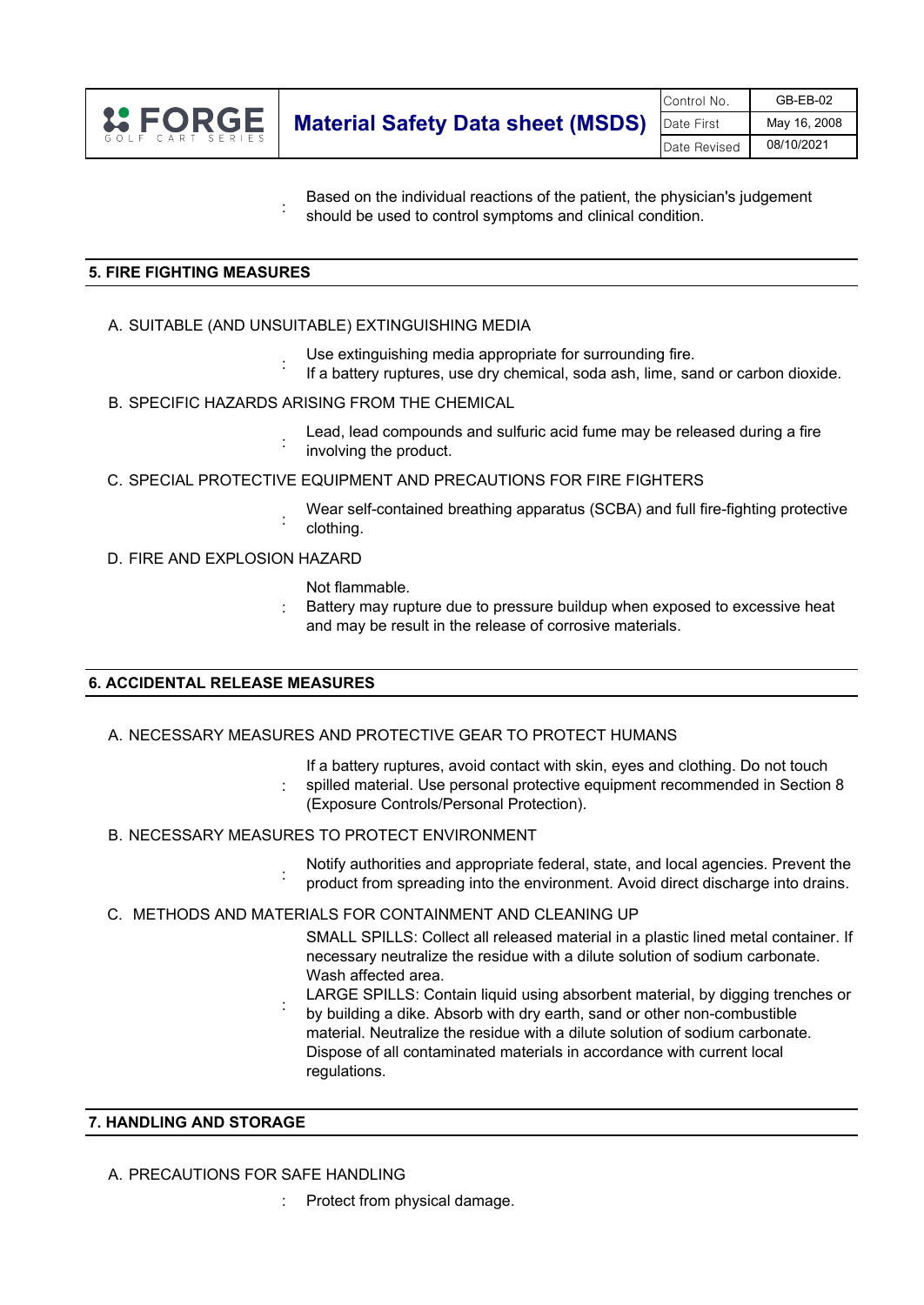Based on the individual reactions of the patient, the physician's judgement should be used to control symptoms and clinical condition.

## 5. FIRE FIGHTING MEASURES

A. SUITABLE (AND UNSUITABLE) EXTINGUISHING MEDIA

: Use extinguishing media appropriate for surrounding fire.
If a battery ruptures, use dry chemical, soda ash, lime, sand or carbon dioxide.

B. SPECIFIC HAZARDS ARISING FROM THE CHEMICAL

: Lead, lead compounds and sulfuric acid fume may be released during a fire involving the product.

C. SPECIAL PROTECTIVE EQUIPMENT AND PRECAUTIONS FOR FIRE FIGHTERS

: Wear self-contained breathing apparatus (SCBA) and full fire-fighting protective clothing.

D. FIRE AND EXPLOSION HAZARD

: Not flammable.
Battery may rupture due to pressure buildup when exposed to excessive heat and may be result in the release of corrosive materials.

## 6. ACCIDENTAL RELEASE MEASURES

A. NECESSARY MEASURES AND PROTECTIVE GEAR TO PROTECT HUMANS

: If a battery ruptures, avoid contact with skin, eyes and clothing. Do not touch spilled material. Use personal protective equipment recommended in Section 8 (Exposure Controls/Personal Protection).

B. NECESSARY MEASURES TO PROTECT ENVIRONMENT

: Notify authorities and appropriate federal, state, and local agencies. Prevent the product from spreading into the environment. Avoid direct discharge into drains.

C. METHODS AND MATERIALS FOR CONTAINMENT AND CLEANING UP

: SMALL SPILLS: Collect all released material in a plastic lined metal container. If necessary neutralize the residue with a dilute solution of sodium carbonate. Wash affected area.
LARGE SPILLS: Contain liquid using absorbent material, by digging trenches or by building a dike. Absorb with dry earth, sand or other non-combustible material. Neutralize the residue with a dilute solution of sodium carbonate. Dispose of all contaminated materials in accordance with current local regulations.

## 7. HANDLING AND STORAGE

A. PRECAUTIONS FOR SAFE HANDLING

: Protect from physical damage.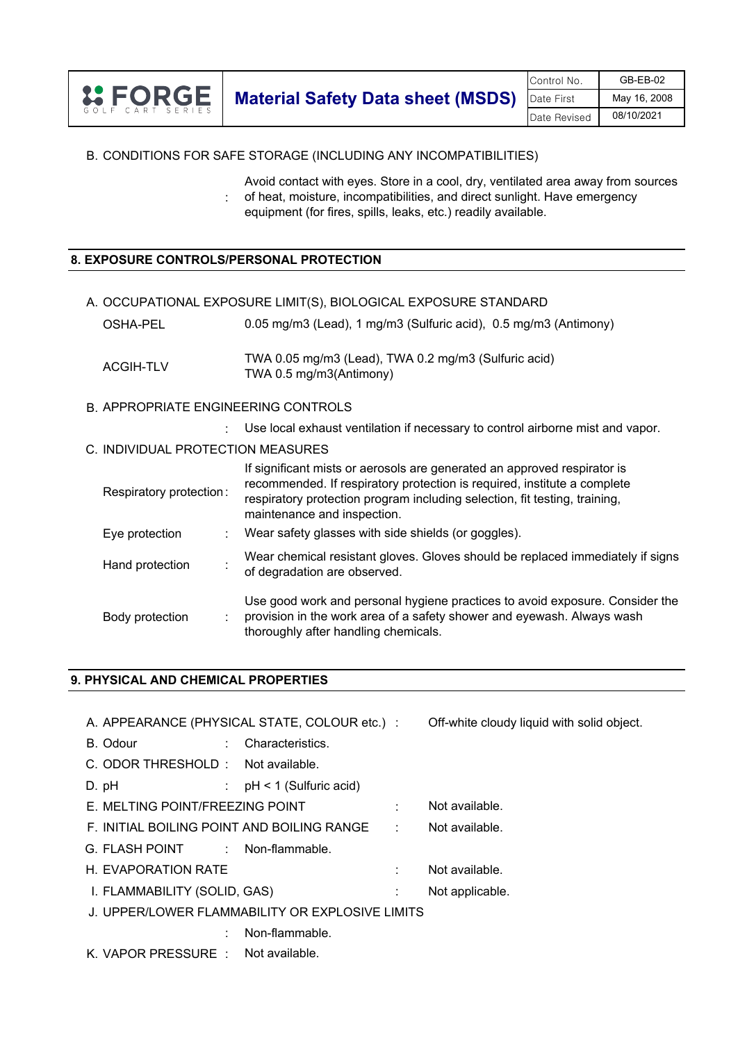B. CONDITIONS FOR SAFE STORAGE (INCLUDING ANY INCOMPATIBILITIES)

: Avoid contact with eyes. Store in a cool, dry, ventilated area away from sources of heat, moisture, incompatibilities, and direct sunlight. Have emergency equipment (for fires, spills, leaks, etc.) readily available.

## 8. EXPOSURE CONTROLS/PERSONAL PROTECTION

A. OCCUPATIONAL EXPOSURE LIMIT(S), BIOLOGICAL EXPOSURE STANDARD

| | |
|---|---|
| OSHA-PEL | 0.05 mg/m3 (Lead), 1 mg/m3 (Sulfuric acid), 0.5 mg/m3 (Antimony) |
| ACGIH-TLV | TWA 0.05 mg/m3 (Lead), TWA 0.2 mg/m3 (Sulfuric acid) TWA 0.5 mg/m3(Antimony) |

B. APPROPRIATE ENGINEERING CONTROLS

: Use local exhaust ventilation if necessary to control airborne mist and vapor.

C. INDIVIDUAL PROTECTION MEASURES

| | | |
|---|---|---|
| Respiratory protection | : | If significant mists or aerosols are generated an approved respirator is recommended. If respiratory protection is required, institute a complete respiratory protection program including selection, fit testing, training, maintenance and inspection. |
| Eye protection | : | Wear safety glasses with side shields (or goggles). |
| Hand protection | : | Wear chemical resistant gloves. Gloves should be replaced immediately if signs of degradation are observed. |
| Body protection | : | Use good work and personal hygiene practices to avoid exposure. Consider the provision in the work area of a safety shower and eyewash. Always wash thoroughly after handling chemicals. |

## 9. PHYSICAL AND CHEMICAL PROPERTIES

A. APPEARANCE (PHYSICAL STATE, COLOUR etc.) : Off-white cloudy liquid with solid object.

B. Odour : Characteristics.

C. ODOR THRESHOLD : Not available.

D. pH : pH < 1 (Sulfuric acid)

E. MELTING POINT/FREEZING POINT : Not available.

F. INITIAL BOILING POINT AND BOILING RANGE : Not available.

G. FLASH POINT : Non-flammable.

H. EVAPORATION RATE : Not available.

I. FLAMMABILITY (SOLID, GAS) : Not applicable.

J. UPPER/LOWER FLAMMABILITY OR EXPLOSIVE LIMITS

: Non-flammable.

K. VAPOR PRESSURE : Not available.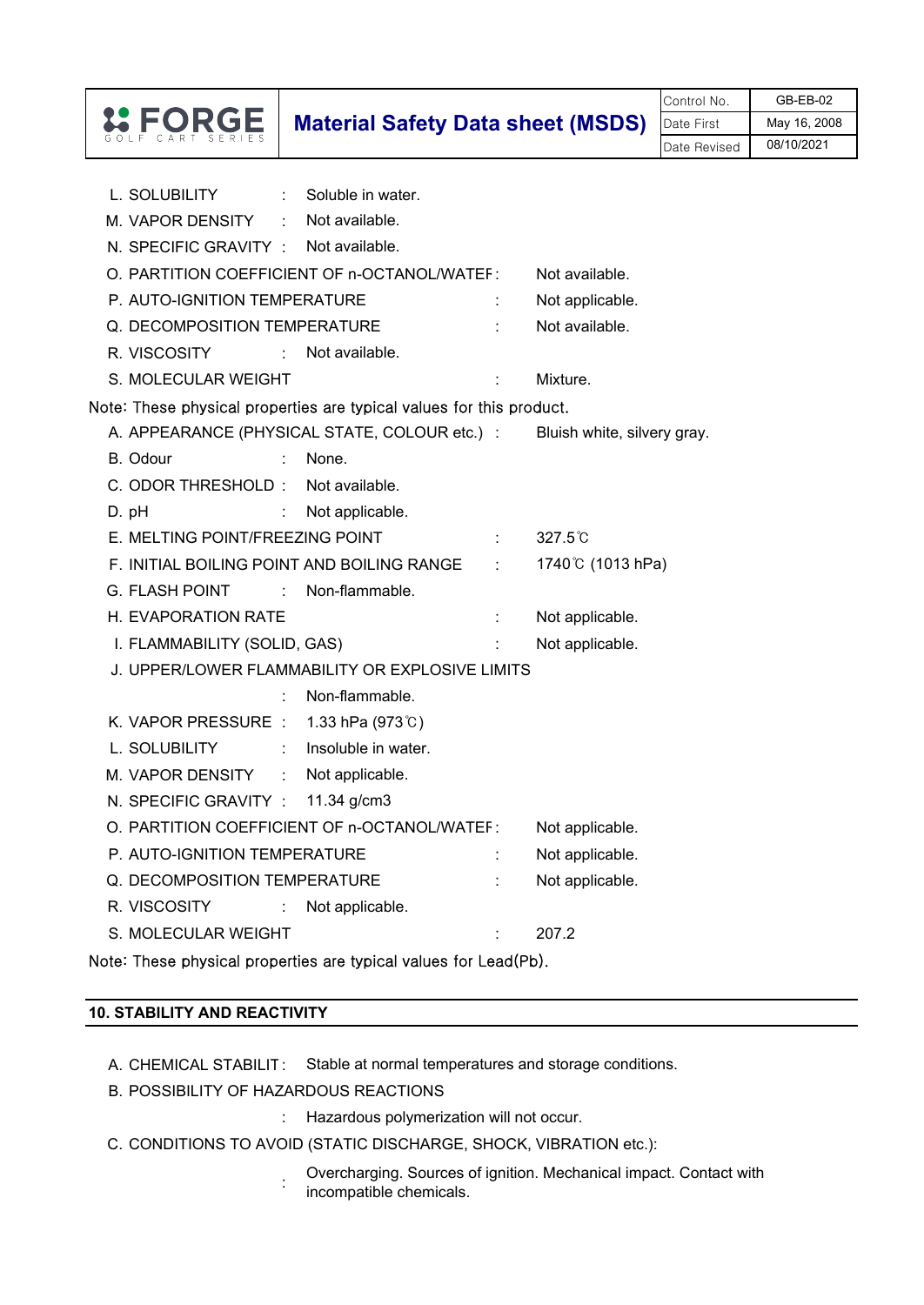L. SOLUBILITY : Soluble in water.

M. VAPOR DENSITY : Not available.

N. SPECIFIC GRAVITY : Not available.

O. PARTITION COEFFICIENT OF n-OCTANOL/WATEF : Not available.

P. AUTO-IGNITION TEMPERATURE : Not applicable.

Q. DECOMPOSITION TEMPERATURE : Not available.

R. VISCOSITY : Not available.

S. MOLECULAR WEIGHT : Mixture.

Note: These physical properties are typical values for this product.

A. APPEARANCE (PHYSICAL STATE, COLOUR etc.) : Bluish white, silvery gray.

B. Odour : None.

C. ODOR THRESHOLD : Not available.

D. pH : Not applicable.

E. MELTING POINT/FREEZING POINT : 327.5℃

F. INITIAL BOILING POINT AND BOILING RANGE : 1740℃ (1013 hPa)

G. FLASH POINT : Non-flammable.

H. EVAPORATION RATE : Not applicable.

I. FLAMMABILITY (SOLID, GAS) : Not applicable.

J. UPPER/LOWER FLAMMABILITY OR EXPLOSIVE LIMITS

: Non-flammable.

K. VAPOR PRESSURE : 1.33 hPa (973℃)

L. SOLUBILITY : Insoluble in water.

M. VAPOR DENSITY : Not applicable.

N. SPECIFIC GRAVITY : 11.34 g/cm3

O. PARTITION COEFFICIENT OF n-OCTANOL/WATEF : Not applicable.

P. AUTO-IGNITION TEMPERATURE : Not applicable.

Q. DECOMPOSITION TEMPERATURE : Not applicable.

R. VISCOSITY : Not applicable.

S. MOLECULAR WEIGHT : 207.2

Note: These physical properties are typical values for Lead(Pb).

## 10. STABILITY AND REACTIVITY

A. CHEMICAL STABILIT : Stable at normal temperatures and storage conditions.

B. POSSIBILITY OF HAZARDOUS REACTIONS

: Hazardous polymerization will not occur.

C. CONDITIONS TO AVOID (STATIC DISCHARGE, SHOCK, VIBRATION etc.):

: Overcharging. Sources of ignition. Mechanical impact. Contact with incompatible chemicals.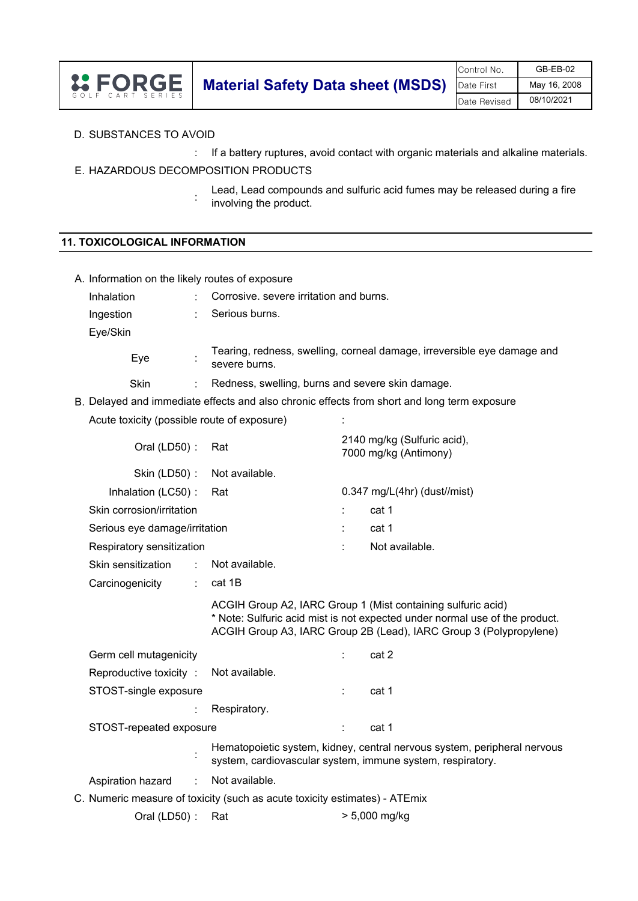D. SUBSTANCES TO AVOID

: If a battery ruptures, avoid contact with organic materials and alkaline materials.

E. HAZARDOUS DECOMPOSITION PRODUCTS

: Lead, Lead compounds and sulfuric acid fumes may be released during a fire involving the product.

## 11. TOXICOLOGICAL INFORMATION

A. Information on the likely routes of exposure

Inhalation : Corrosive. severe irritation and burns.

Ingestion : Serious burns.

Eye/Skin

Eye : Tearing, redness, swelling, corneal damage, irreversible eye damage and severe burns.

Skin : Redness, swelling, burns and severe skin damage.

B. Delayed and immediate effects and also chronic effects from short and long term exposure

Acute toxicity (possible route of exposure) :

Oral (LD50) : Rat 2140 mg/kg (Sulfuric acid), 7000 mg/kg (Antimony)

Skin (LD50) : Not available.

Inhalation (LC50) : Rat 0.347 mg/L(4hr) (dust//mist)

Skin corrosion/irritation : cat 1

Serious eye damage/irritation : cat 1

Respiratory sensitization : Not available.

Skin sensitization : Not available.

Carcinogenicity : cat 1B

ACGIH Group A2, IARC Group 1 (Mist containing sulfuric acid)
* Note: Sulfuric acid mist is not expected under normal use of the product.
ACGIH Group A3, IARC Group 2B (Lead), IARC Group 3 (Polypropylene)

Germ cell mutagenicity : cat 2

Reproductive toxicity : Not available.

STOST-single exposure : cat 1

: Respiratory.

STOST-repeated exposure : cat 1

: Hematopoietic system, kidney, central nervous system, peripheral nervous system, cardiovascular system, immune system, respiratory.

Aspiration hazard : Not available.

C. Numeric measure of toxicity (such as acute toxicity estimates) - ATEmix

Oral (LD50) : Rat > 5,000 mg/kg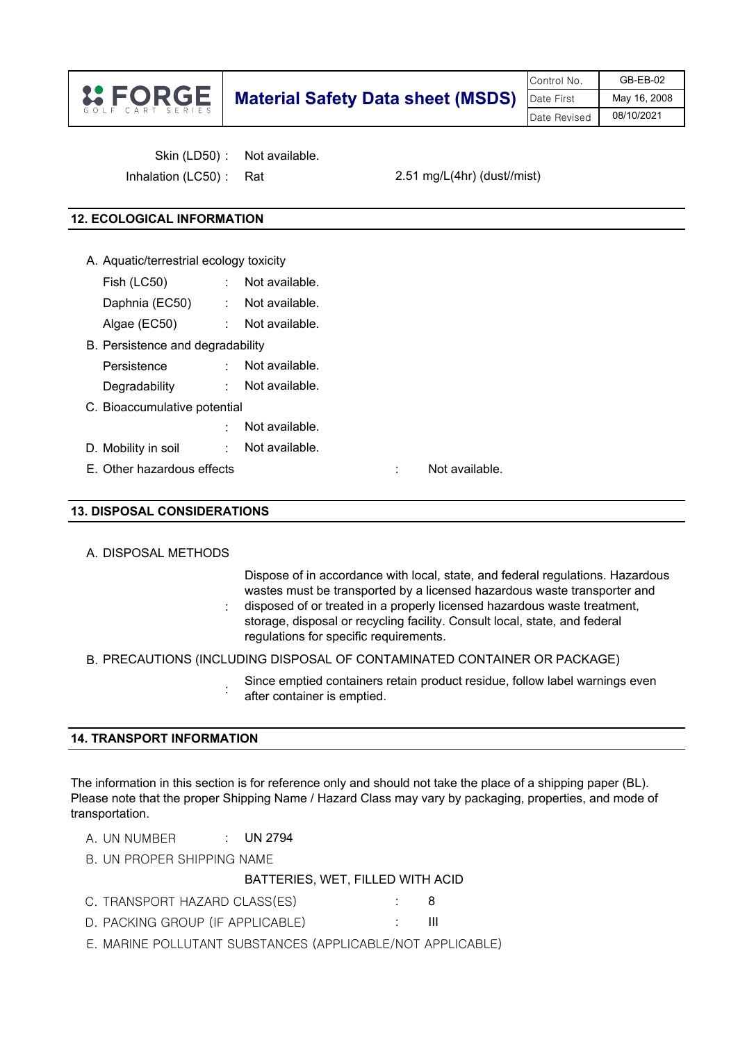Skin (LD50) : Not available.

Inhalation (LC50) : Rat 2.51 mg/L(4hr) (dust//mist)

## 12. ECOLOGICAL INFORMATION

A. Aquatic/terrestrial ecology toxicity

- Fish (LC50) : Not available.
- Daphnia (EC50) : Not available.
- Algae (EC50) : Not available.

B. Persistence and degradability

- Persistence : Not available.
- Degradability : Not available.

C. Bioaccumulative potential

: Not available.

D. Mobility in soil : Not available.

E. Other hazardous effects : Not available.

## 13. DISPOSAL CONSIDERATIONS

A. DISPOSAL METHODS

: Dispose of in accordance with local, state, and federal regulations. Hazardous wastes must be transported by a licensed hazardous waste transporter and disposed of or treated in a properly licensed hazardous waste treatment, storage, disposal or recycling facility. Consult local, state, and federal regulations for specific requirements.

B. PRECAUTIONS (INCLUDING DISPOSAL OF CONTAMINATED CONTAINER OR PACKAGE)

: Since emptied containers retain product residue, follow label warnings even after container is emptied.

## 14. TRANSPORT INFORMATION

The information in this section is for reference only and should not take the place of a shipping paper (BL). Please note that the proper Shipping Name / Hazard Class may vary by packaging, properties, and mode of transportation.

A. UN NUMBER : UN 2794

B. UN PROPER SHIPPING NAME

BATTERIES, WET, FILLED WITH ACID

C. TRANSPORT HAZARD CLASS(ES) : 8

D. PACKING GROUP (IF APPLICABLE) : III

E. MARINE POLLUTANT SUBSTANCES (APPLICABLE/NOT APPLICABLE)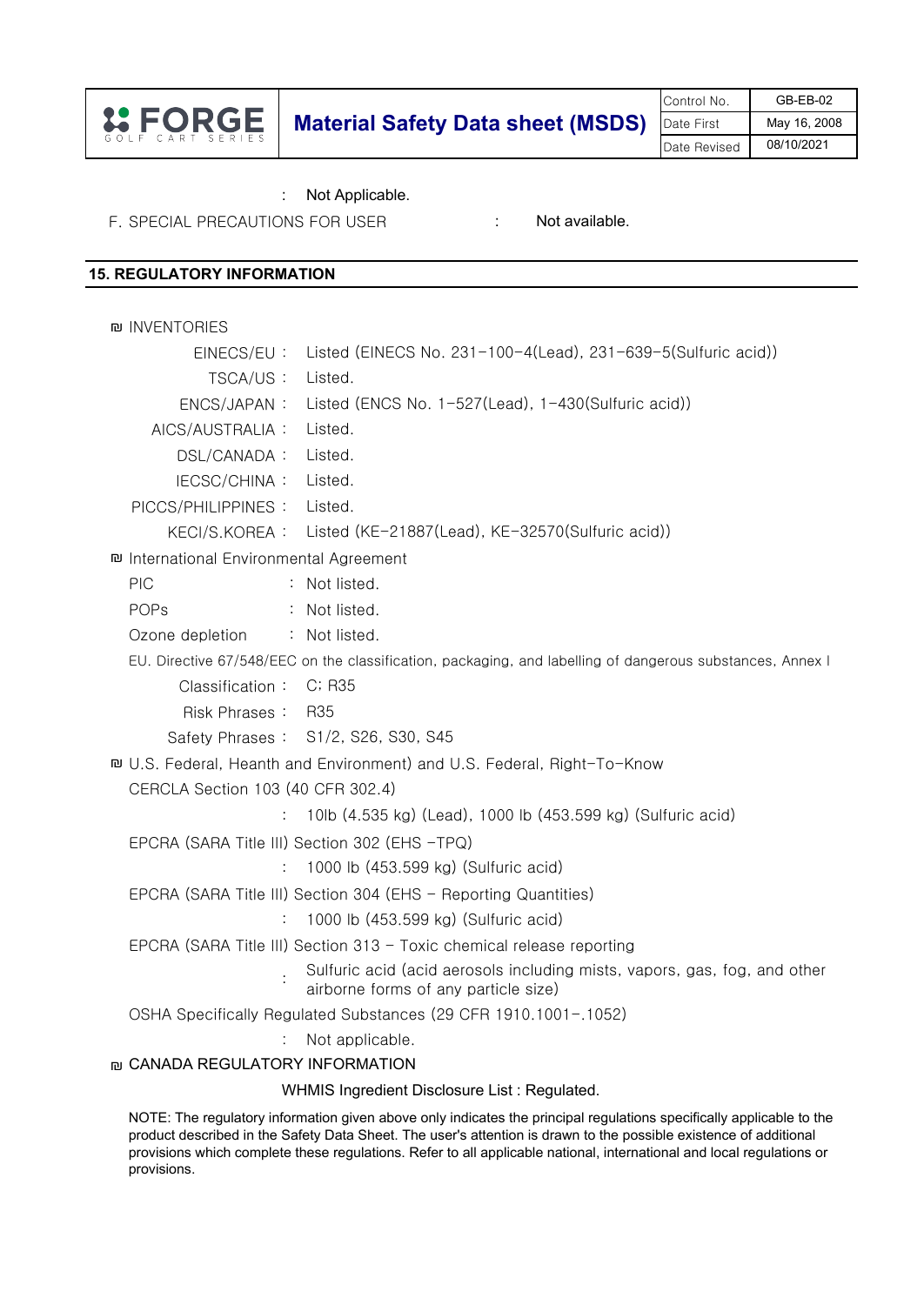: Not Applicable.

F. SPECIAL PRECAUTIONS FOR USER : Not available.

## 15. REGULATORY INFORMATION

₪ INVENTORIES

EINECS/EU : Listed (EINECS No. 231−100−4(Lead), 231−639−5(Sulfuric acid))

TSCA/US : Listed.

ENCS/JAPAN : Listed (ENCS No. 1−527(Lead), 1−430(Sulfuric acid))

AICS/AUSTRALIA : Listed.

DSL/CANADA : Listed.

IECSC/CHINA : Listed.

PICCS/PHILIPPINES : Listed.

KECI/S.KOREA : Listed (KE−21887(Lead), KE−32570(Sulfuric acid))

₪ International Environmental Agreement

PIC : Not listed.

POPs : Not listed.

Ozone depletion : Not listed.

EU. Directive 67/548/EEC on the classification, packaging, and labelling of dangerous substances, Annex I

Classification : C; R35

Risk Phrases : R35

Safety Phrases : S1/2, S26, S30, S45

₪ U.S. Federal, Heanth and Environment) and U.S. Federal, Right−To−Know

CERCLA Section 103 (40 CFR 302.4)

: 10lb (4.535 kg) (Lead), 1000 lb (453.599 kg) (Sulfuric acid)

EPCRA (SARA Title III) Section 302 (EHS −TPQ)

: 1000 lb (453.599 kg) (Sulfuric acid)

EPCRA (SARA Title III) Section 304 (EHS − Reporting Quantities)

: 1000 lb (453.599 kg) (Sulfuric acid)

EPCRA (SARA Title III) Section 313 − Toxic chemical release reporting

: Sulfuric acid (acid aerosols including mists, vapors, gas, fog, and other airborne forms of any particle size)

OSHA Specifically Regulated Substances (29 CFR 1910.1001−.1052)

: Not applicable.

₪ CANADA REGULATORY INFORMATION

WHMIS Ingredient Disclosure List : Regulated.

NOTE: The regulatory information given above only indicates the principal regulations specifically applicable to the product described in the Safety Data Sheet. The user's attention is drawn to the possible existence of additional provisions which complete these regulations. Refer to all applicable national, international and local regulations or provisions.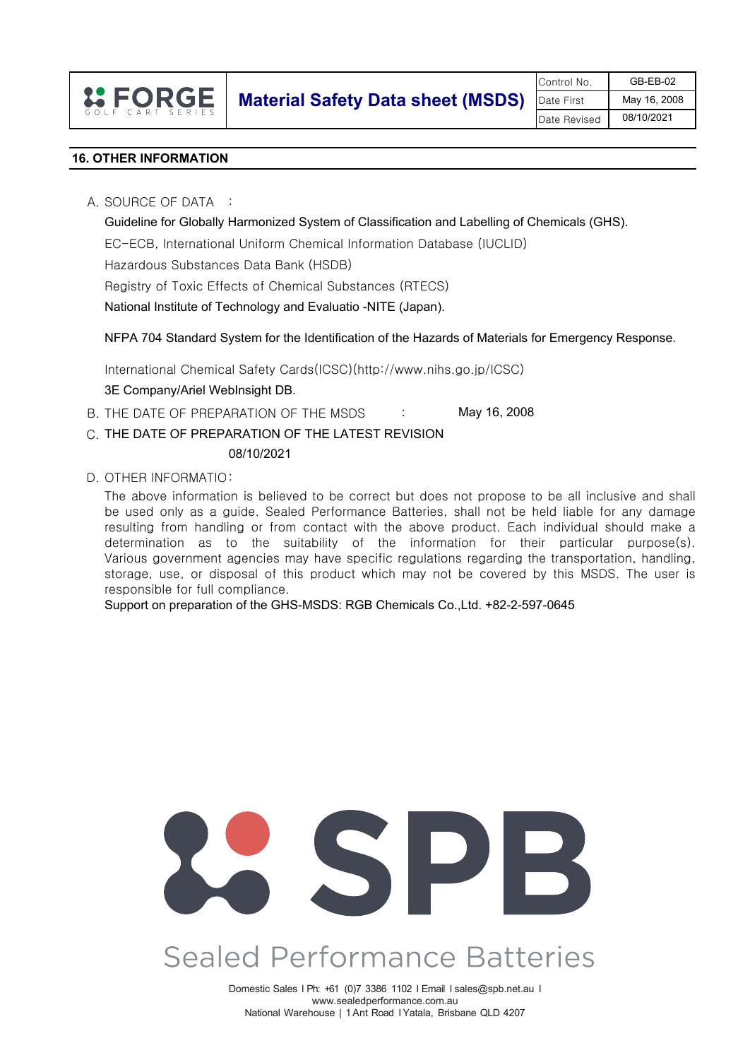## 16. OTHER INFORMATION

A. SOURCE OF DATA :

Guideline for Globally Harmonized System of Classification and Labelling of Chemicals (GHS).

EC-ECB, International Uniform Chemical Information Database (IUCLID)

Hazardous Substances Data Bank (HSDB)

Registry of Toxic Effects of Chemical Substances (RTECS)

National Institute of Technology and Evaluatio -NITE (Japan).

NFPA 704 Standard System for the Identification of the Hazards of Materials for Emergency Response.

International Chemical Safety Cards(ICSC)(http://www.nihs.go.jp/ICSC)

3E Company/Ariel WebInsight DB.

B. THE DATE OF PREPARATION OF THE MSDS : May 16, 2008

C. THE DATE OF PREPARATION OF THE LATEST REVISION

08/10/2021

D. OTHER INFORMATIO:

The above information is believed to be correct but does not propose to be all inclusive and shall be used only as a guide. Sealed Performance Batteries, shall not be held liable for any damage resulting from handling or from contact with the above product. Each individual should make a determination as to the suitability of the information for their particular purpose(s). Various government agencies may have specific regulations regarding the transportation, handling, storage, use, or disposal of this product which may not be covered by this MSDS. The user is responsible for full compliance.

Support on preparation of the GHS-MSDS: RGB Chemicals Co.,Ltd. +82-2-597-0645

SPB

Sealed Performance Batteries

Domestic Sales I Ph: +61 (0)7 3386 1102 I Email I sales@spb.net.au I
www.sealedperformance.com.au
National Warehouse | 1 Ant Road I Yatala, Brisbane QLD 4207